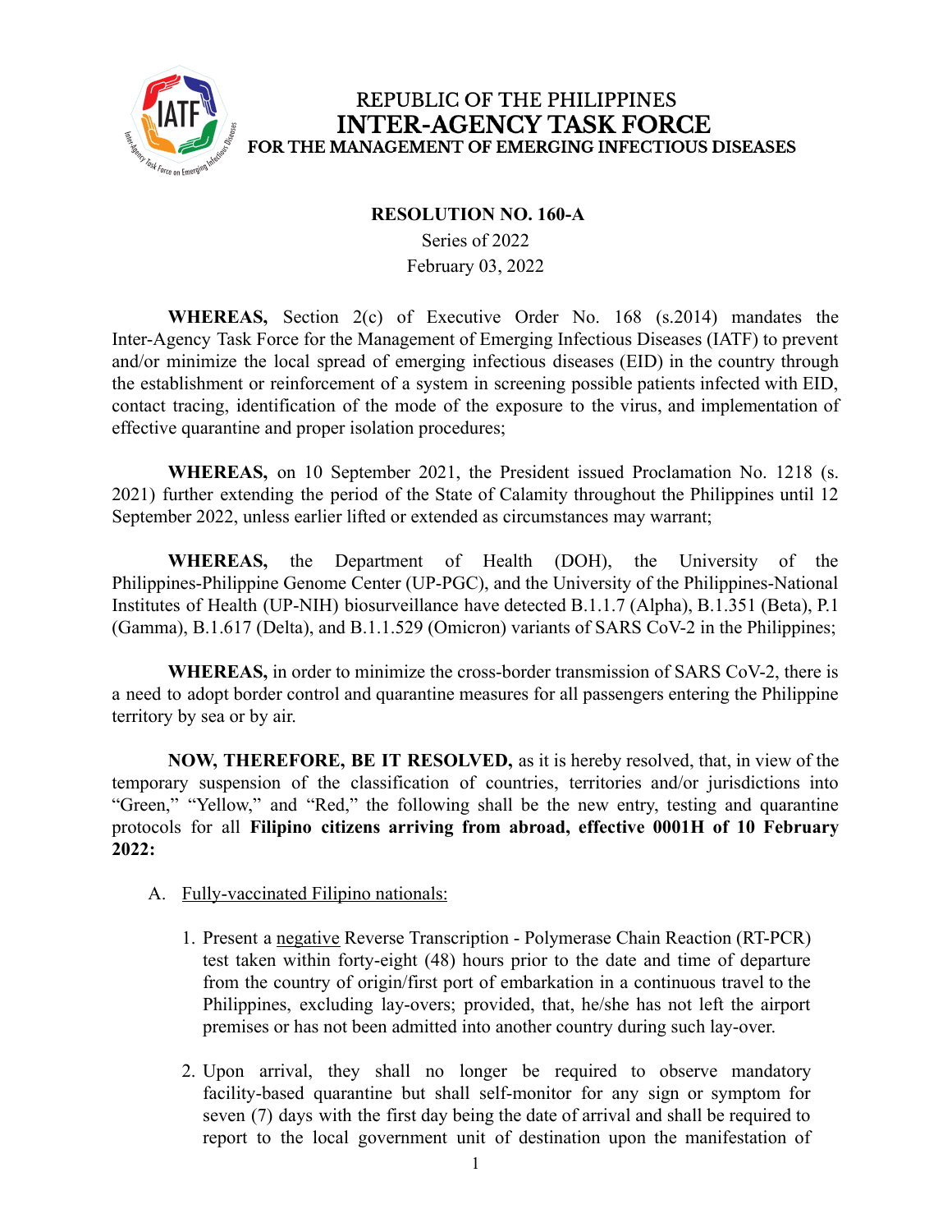REPUBLIC OF THE PHILIPPINES
**INTER-AGENCY TASK FORCE**
**FOR THE MANAGEMENT OF EMERGING INFECTIOUS DISEASES**

**RESOLUTION NO. 160-A**
Series of 2022
February 03, 2022

**WHEREAS,** Section 2(c) of Executive Order No. 168 (s.2014) mandates the Inter-Agency Task Force for the Management of Emerging Infectious Diseases (IATF) to prevent and/or minimize the local spread of emerging infectious diseases (EID) in the country through the establishment or reinforcement of a system in screening possible patients infected with EID, contact tracing, identification of the mode of the exposure to the virus, and implementation of effective quarantine and proper isolation procedures;

**WHEREAS,** on 10 September 2021, the President issued Proclamation No. 1218 (s. 2021) further extending the period of the State of Calamity throughout the Philippines until 12 September 2022, unless earlier lifted or extended as circumstances may warrant;

**WHEREAS,** the Department of Health (DOH), the University of the Philippines-Philippine Genome Center (UP-PGC), and the University of the Philippines-National Institutes of Health (UP-NIH) biosurveillance have detected B.1.1.7 (Alpha), B.1.351 (Beta), P.1 (Gamma), B.1.617 (Delta), and B.1.1.529 (Omicron) variants of SARS CoV-2 in the Philippines;

**WHEREAS,** in order to minimize the cross-border transmission of SARS CoV-2, there is a need to adopt border control and quarantine measures for all passengers entering the Philippine territory by sea or by air.

**NOW, THEREFORE, BE IT RESOLVED,** as it is hereby resolved, that, in view of the temporary suspension of the classification of countries, territories and/or jurisdictions into "Green," "Yellow," and "Red," the following shall be the new entry, testing and quarantine protocols for all **Filipino citizens arriving from abroad, effective 0001H of 10 February 2022:**

A. Fully-vaccinated Filipino nationals:

1. Present a negative Reverse Transcription - Polymerase Chain Reaction (RT-PCR) test taken within forty-eight (48) hours prior to the date and time of departure from the country of origin/first port of embarkation in a continuous travel to the Philippines, excluding lay-overs; provided, that, he/she has not left the airport premises or has not been admitted into another country during such lay-over.

2. Upon arrival, they shall no longer be required to observe mandatory facility-based quarantine but shall self-monitor for any sign or symptom for seven (7) days with the first day being the date of arrival and shall be required to report to the local government unit of destination upon the manifestation of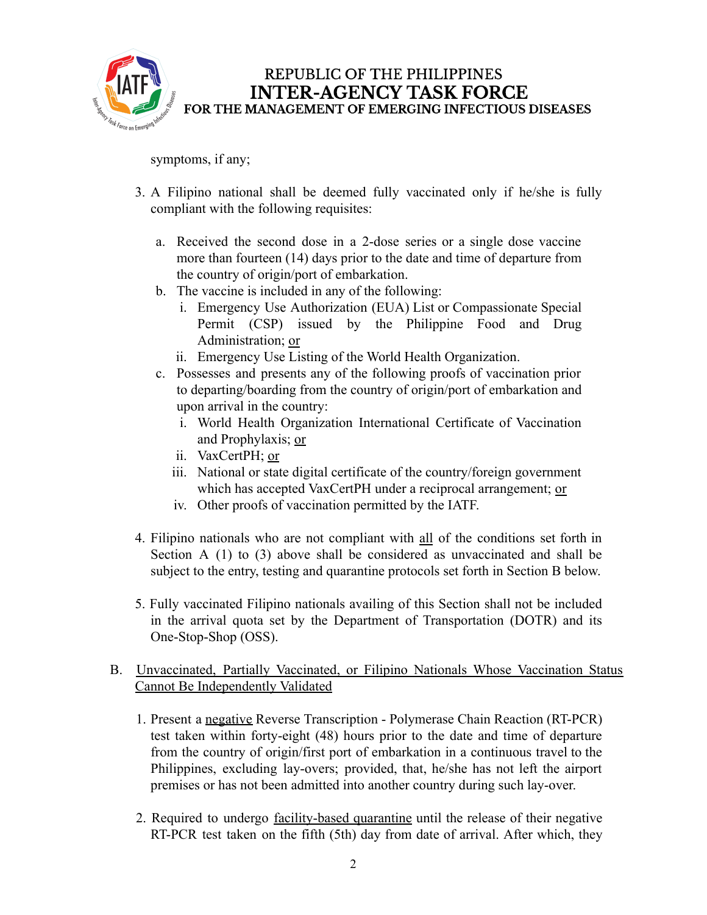symptoms, if any;

3. A Filipino national shall be deemed fully vaccinated only if he/she is fully compliant with the following requisites:

   a. Received the second dose in a 2-dose series or a single dose vaccine more than fourteen (14) days prior to the date and time of departure from the country of origin/port of embarkation.

   b. The vaccine is included in any of the following:
      i. Emergency Use Authorization (EUA) List or Compassionate Special Permit (CSP) issued by the Philippine Food and Drug Administration; <u>or</u>
      ii. Emergency Use Listing of the World Health Organization.

   c. Possesses and presents any of the following proofs of vaccination prior to departing/boarding from the country of origin/port of embarkation and upon arrival in the country:
      i. World Health Organization International Certificate of Vaccination and Prophylaxis; <u>or</u>
      ii. VaxCertPH; <u>or</u>
      iii. National or state digital certificate of the country/foreign government which has accepted VaxCertPH under a reciprocal arrangement; <u>or</u>
      iv. Other proofs of vaccination permitted by the IATF.

4. Filipino nationals who are not compliant with <u>all</u> of the conditions set forth in Section A (1) to (3) above shall be considered as unvaccinated and shall be subject to the entry, testing and quarantine protocols set forth in Section B below.

5. Fully vaccinated Filipino nationals availing of this Section shall not be included in the arrival quota set by the Department of Transportation (DOTR) and its One-Stop-Shop (OSS).

B. <u>Unvaccinated, Partially Vaccinated, or Filipino Nationals Whose Vaccination Status Cannot Be Independently Validated</u>

1. Present a <u>negative</u> Reverse Transcription - Polymerase Chain Reaction (RT-PCR) test taken within forty-eight (48) hours prior to the date and time of departure from the country of origin/first port of embarkation in a continuous travel to the Philippines, excluding lay-overs; provided, that, he/she has not left the airport premises or has not been admitted into another country during such lay-over.

2. Required to undergo <u>facility-based quarantine</u> until the release of their negative RT-PCR test taken on the fifth (5th) day from date of arrival. After which, they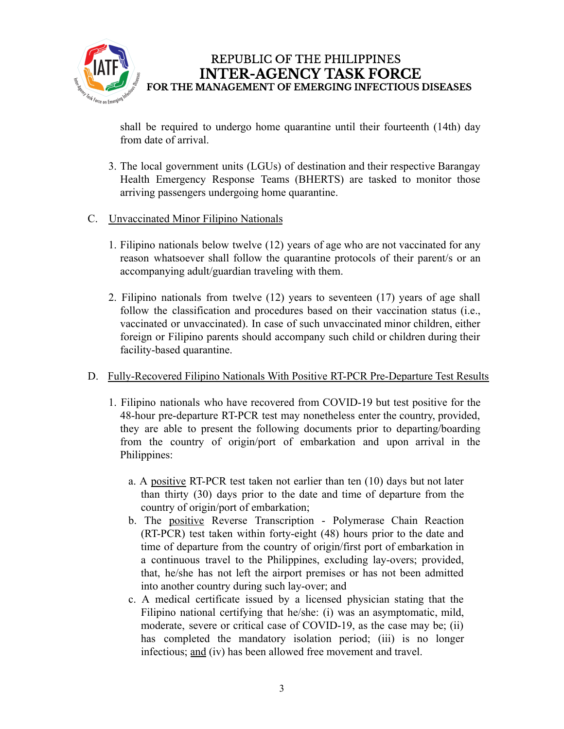shall be required to undergo home quarantine until their fourteenth (14th) day from date of arrival.

3. The local government units (LGUs) of destination and their respective Barangay Health Emergency Response Teams (BHERTS) are tasked to monitor those arriving passengers undergoing home quarantine.

C. <u>Unvaccinated Minor Filipino Nationals</u>

1. Filipino nationals below twelve (12) years of age who are not vaccinated for any reason whatsoever shall follow the quarantine protocols of their parent/s or an accompanying adult/guardian traveling with them.

2. Filipino nationals from twelve (12) years to seventeen (17) years of age shall follow the classification and procedures based on their vaccination status (i.e., vaccinated or unvaccinated). In case of such unvaccinated minor children, either foreign or Filipino parents should accompany such child or children during their facility-based quarantine.

D. <u>Fully-Recovered Filipino Nationals With Positive RT-PCR Pre-Departure Test Results</u>

1. Filipino nationals who have recovered from COVID-19 but test positive for the 48-hour pre-departure RT-PCR test may nonetheless enter the country, provided, they are able to present the following documents prior to departing/boarding from the country of origin/port of embarkation and upon arrival in the Philippines:

   a. A <u>positive</u> RT-PCR test taken not earlier than ten (10) days but not later than thirty (30) days prior to the date and time of departure from the country of origin/port of embarkation;

   b. The <u>positive</u> Reverse Transcription - Polymerase Chain Reaction (RT-PCR) test taken within forty-eight (48) hours prior to the date and time of departure from the country of origin/first port of embarkation in a continuous travel to the Philippines, excluding lay-overs; provided, that, he/she has not left the airport premises or has not been admitted into another country during such lay-over; and

   c. A medical certificate issued by a licensed physician stating that the Filipino national certifying that he/she: (i) was an asymptomatic, mild, moderate, severe or critical case of COVID-19, as the case may be; (ii) has completed the mandatory isolation period; (iii) is no longer infectious; <u>and</u> (iv) has been allowed free movement and travel.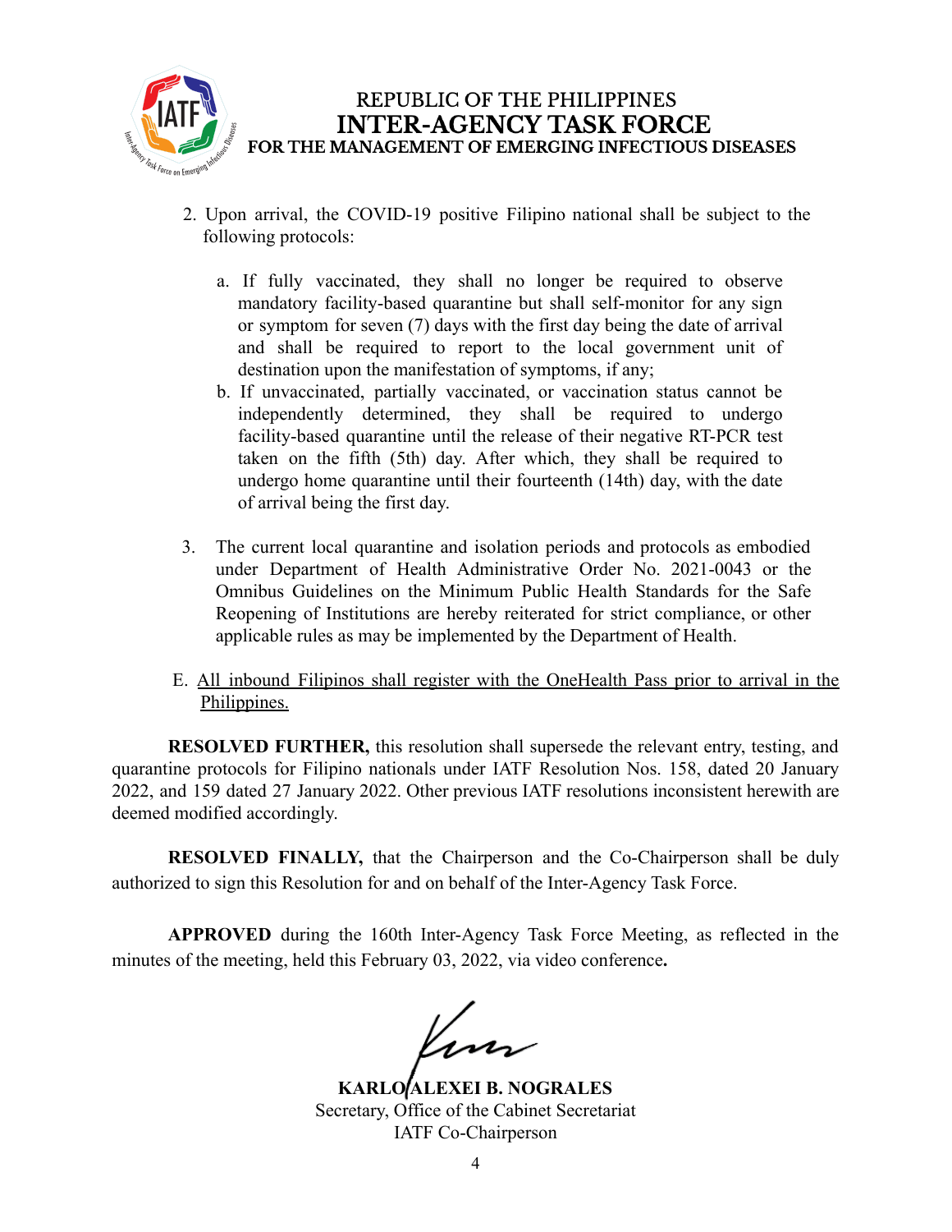2. Upon arrival, the COVID-19 positive Filipino national shall be subject to the following protocols:

   a. If fully vaccinated, they shall no longer be required to observe mandatory facility-based quarantine but shall self-monitor for any sign or symptom for seven (7) days with the first day being the date of arrival and shall be required to report to the local government unit of destination upon the manifestation of symptoms, if any;
   b. If unvaccinated, partially vaccinated, or vaccination status cannot be independently determined, they shall be required to undergo facility-based quarantine until the release of their negative RT-PCR test taken on the fifth (5th) day. After which, they shall be required to undergo home quarantine until their fourteenth (14th) day, with the date of arrival being the first day.

3. The current local quarantine and isolation periods and protocols as embodied under Department of Health Administrative Order No. 2021-0043 or the Omnibus Guidelines on the Minimum Public Health Standards for the Safe Reopening of Institutions are hereby reiterated for strict compliance, or other applicable rules as may be implemented by the Department of Health.

E. <u>All inbound Filipinos shall register with the OneHealth Pass prior to arrival in the Philippines.</u>

**RESOLVED FURTHER,** this resolution shall supersede the relevant entry, testing, and quarantine protocols for Filipino nationals under IATF Resolution Nos. 158, dated 20 January 2022, and 159 dated 27 January 2022. Other previous IATF resolutions inconsistent herewith are deemed modified accordingly.

**RESOLVED FINALLY,** that the Chairperson and the Co-Chairperson shall be duly authorized to sign this Resolution for and on behalf of the Inter-Agency Task Force.

**APPROVED** during the 160th Inter-Agency Task Force Meeting, as reflected in the minutes of the meeting, held this February 03, 2022, via video conference**.**

**KARLO ALEXEI B. NOGRALES**
Secretary, Office of the Cabinet Secretariat
IATF Co-Chairperson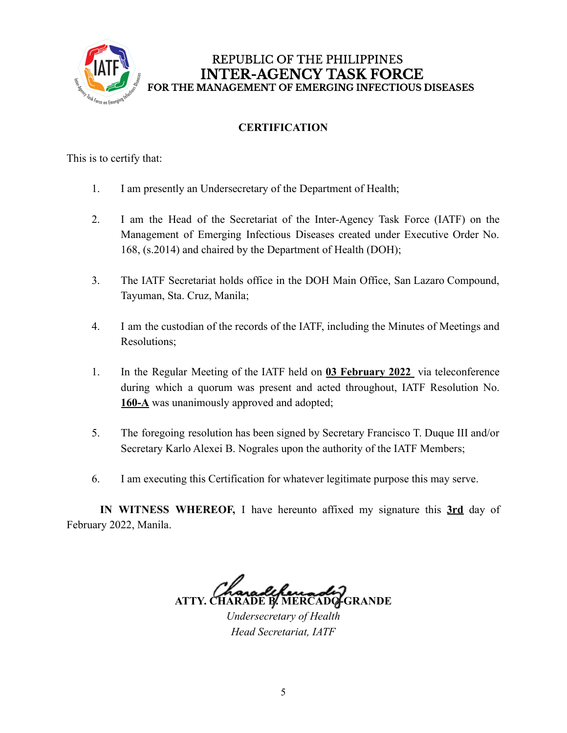REPUBLIC OF THE PHILIPPINES
**INTER-AGENCY TASK FORCE**
**FOR THE MANAGEMENT OF EMERGING INFECTIOUS DISEASES**

**CERTIFICATION**

This is to certify that:

1. I am presently an Undersecretary of the Department of Health;

2. I am the Head of the Secretariat of the Inter-Agency Task Force (IATF) on the Management of Emerging Infectious Diseases created under Executive Order No. 168, (s.2014) and chaired by the Department of Health (DOH);

3. The IATF Secretariat holds office in the DOH Main Office, San Lazaro Compound, Tayuman, Sta. Cruz, Manila;

4. I am the custodian of the records of the IATF, including the Minutes of Meetings and Resolutions;

1. In the Regular Meeting of the IATF held on **03 February 2022** via teleconference during which a quorum was present and acted throughout, IATF Resolution No. **160-A** was unanimously approved and adopted;

5. The foregoing resolution has been signed by Secretary Francisco T. Duque III and/or Secretary Karlo Alexei B. Nograles upon the authority of the IATF Members;

6. I am executing this Certification for whatever legitimate purpose this may serve.

**IN WITNESS WHEREOF,** I have hereunto affixed my signature this **3rd** day of February 2022, Manila.

**ATTY. CHARADE B. MERCADO-GRANDE**
*Undersecretary of Health*
*Head Secretariat, IATF*